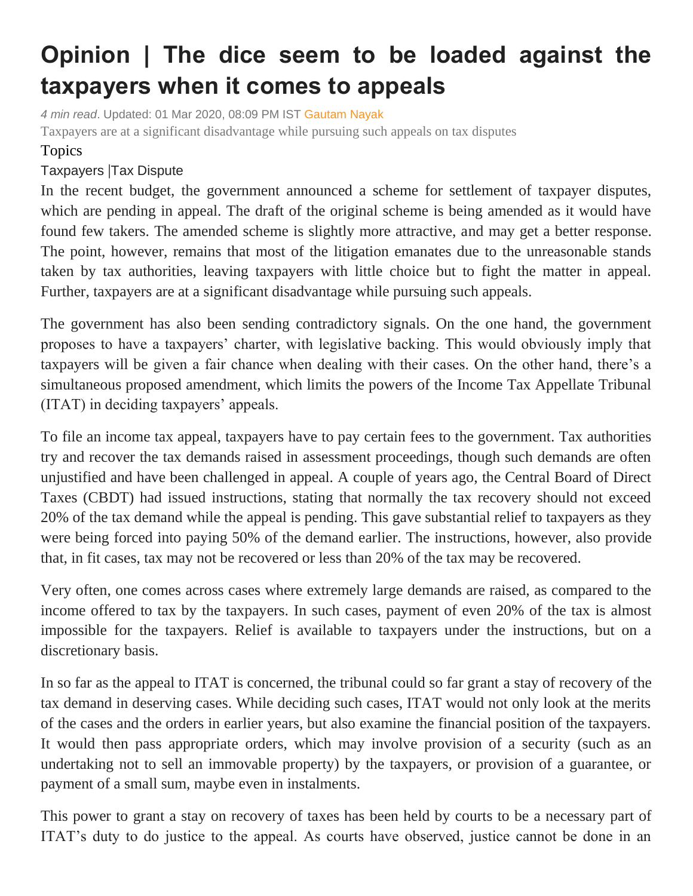# Opinion | The dice seem to be loaded against the taxpayers when it comes to appeals

*4 min read*. Updated: 01 Mar 2020, 08:09 PM IST Gautam Nayak

Taxpayers are at a significant disadvantage while pursuing such appeals on tax disputes

Topics

Taxpayers |Tax Dispute

In the recent budget, the government announced a scheme for settlement of taxpayer disputes, which are pending in appeal. The draft of the original scheme is being amended as it would have found few takers. The amended scheme is slightly more attractive, and may get a better response. The point, however, remains that most of the litigation emanates due to the unreasonable stands taken by tax authorities, leaving taxpayers with little choice but to fight the matter in appeal. Further, taxpayers are at a significant disadvantage while pursuing such appeals.

The government has also been sending contradictory signals. On the one hand, the government proposes to have a taxpayers' charter, with legislative backing. This would obviously imply that taxpayers will be given a fair chance when dealing with their cases. On the other hand, there's a simultaneous proposed amendment, which limits the powers of the Income Tax Appellate Tribunal (ITAT) in deciding taxpayers' appeals.

To file an income tax appeal, taxpayers have to pay certain fees to the government. Tax authorities try and recover the tax demands raised in assessment proceedings, though such demands are often unjustified and have been challenged in appeal. A couple of years ago, the Central Board of Direct Taxes (CBDT) had issued instructions, stating that normally the tax recovery should not exceed 20% of the tax demand while the appeal is pending. This gave substantial relief to taxpayers as they were being forced into paying 50% of the demand earlier. The instructions, however, also provide that, in fit cases, tax may not be recovered or less than 20% of the tax may be recovered.

Very often, one comes across cases where extremely large demands are raised, as compared to the income offered to tax by the taxpayers. In such cases, payment of even 20% of the tax is almost impossible for the taxpayers. Relief is available to taxpayers under the instructions, but on a discretionary basis.

In so far as the appeal to ITAT is concerned, the tribunal could so far grant a stay of recovery of the tax demand in deserving cases. While deciding such cases, ITAT would not only look at the merits of the cases and the orders in earlier years, but also examine the financial position of the taxpayers. It would then pass appropriate orders, which may involve provision of a security (such as an undertaking not to sell an immovable property) by the taxpayers, or provision of a guarantee, or payment of a small sum, maybe even in instalments.

This power to grant a stay on recovery of taxes has been held by courts to be a necessary part of ITAT's duty to do justice to the appeal. As courts have observed, justice cannot be done in an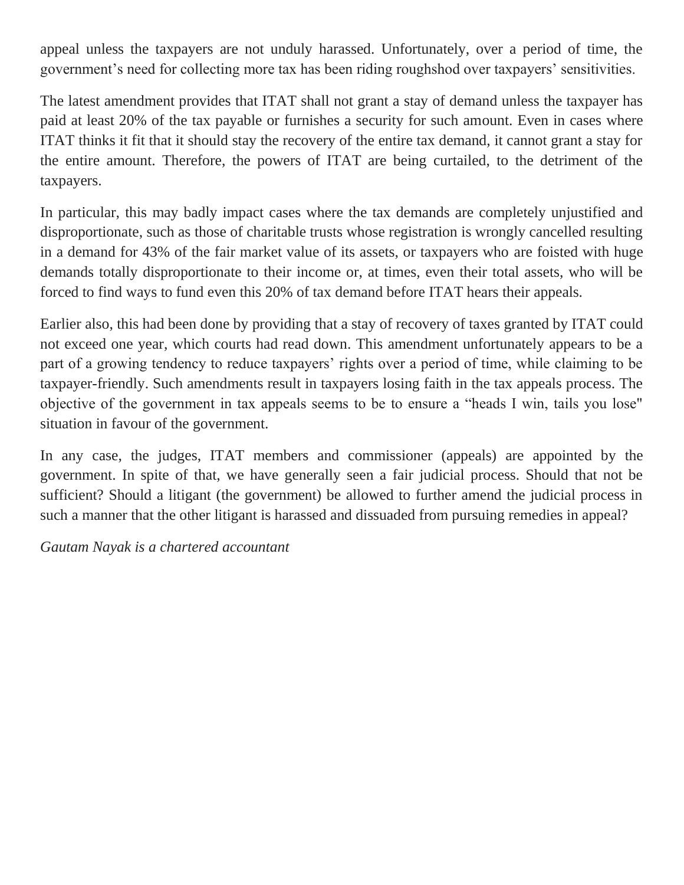appeal unless the taxpayers are not unduly harassed. Unfortunately, over a period of time, the government's need for collecting more tax has been riding roughshod over taxpayers' sensitivities.

The latest amendment provides that ITAT shall not grant a stay of demand unless the taxpayer has paid at least 20% of the tax payable or furnishes a security for such amount. Even in cases where ITAT thinks it fit that it should stay the recovery of the entire tax demand, it cannot grant a stay for the entire amount. Therefore, the powers of ITAT are being curtailed, to the detriment of the taxpayers.

In particular, this may badly impact cases where the tax demands are completely unjustified and disproportionate, such as those of charitable trusts whose registration is wrongly cancelled resulting in a demand for 43% of the fair market value of its assets, or taxpayers who are foisted with huge demands totally disproportionate to their income or, at times, even their total assets, who will be forced to find ways to fund even this 20% of tax demand before ITAT hears their appeals.

Earlier also, this had been done by providing that a stay of recovery of taxes granted by ITAT could not exceed one year, which courts had read down. This amendment unfortunately appears to be a part of a growing tendency to reduce taxpayers' rights over a period of time, while claiming to be taxpayer-friendly. Such amendments result in taxpayers losing faith in the tax appeals process. The objective of the government in tax appeals seems to be to ensure a "heads I win, tails you lose" situation in favour of the government.

In any case, the judges, ITAT members and commissioner (appeals) are appointed by the government. In spite of that, we have generally seen a fair judicial process. Should that not be sufficient? Should a litigant (the government) be allowed to further amend the judicial process in such a manner that the other litigant is harassed and dissuaded from pursuing remedies in appeal?

*Gautam Nayak is a chartered accountant*